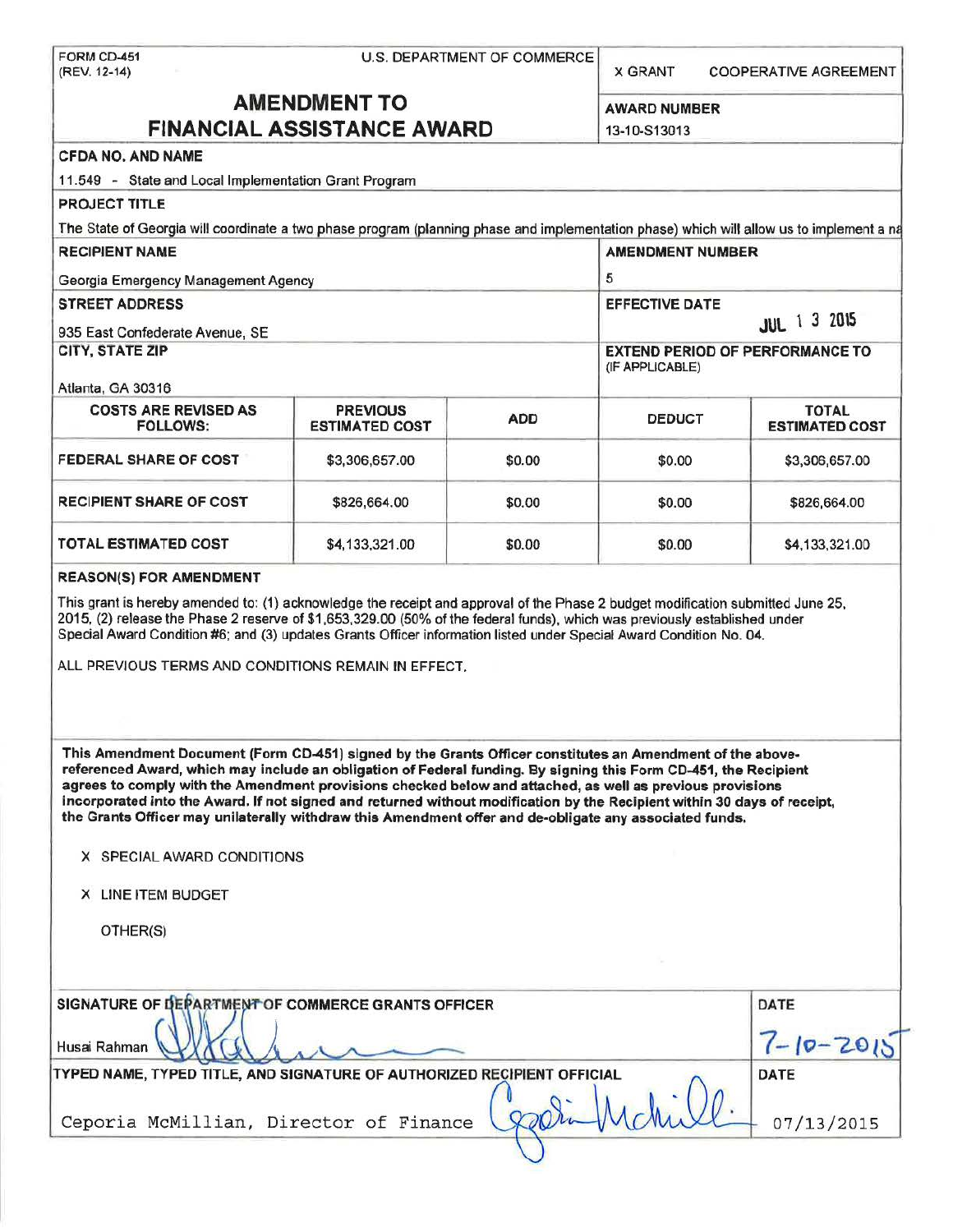FORM CD-451
(REV. 12-14)

U.S. DEPARTMENT OF COMMERCE

X GRANT    COOPERATIVE AGREEMENT

# AMENDMENT TO FINANCIAL ASSISTANCE AWARD

**AWARD NUMBER**
13-10-S13013

**CFDA NO. AND NAME**
11.549 - State and Local Implementation Grant Program

**PROJECT TITLE**
The State of Georgia will coordinate a two phase program (planning phase and implementation phase) which will allow us to implement a na

**RECIPIENT NAME**
Georgia Emergency Management Agency

**AMENDMENT NUMBER**
5

**STREET ADDRESS**
935 East Confederate Avenue, SE

**EFFECTIVE DATE**
JUL 1 3 2015

**CITY, STATE ZIP**
Atlanta, GA 30316

**EXTEND PERIOD OF PERFORMANCE TO** (IF APPLICABLE)

| COSTS ARE REVISED AS FOLLOWS: | PREVIOUS ESTIMATED COST | ADD | DEDUCT | TOTAL ESTIMATED COST |
|---|---|---|---|---|
| FEDERAL SHARE OF COST | $3,306,657.00 | $0.00 | $0.00 | $3,306,657.00 |
| RECIPIENT SHARE OF COST | $826,664.00 | $0.00 | $0.00 | $826,664.00 |
| TOTAL ESTIMATED COST | $4,133,321.00 | $0.00 | $0.00 | $4,133,321.00 |

**REASON(S) FOR AMENDMENT**

This grant is hereby amended to: (1) acknowledge the receipt and approval of the Phase 2 budget modification submitted June 25, 2015, (2) release the Phase 2 reserve of $1,653,329.00 (50% of the federal funds), which was previously established under Special Award Condition #6; and (3) updates Grants Officer information listed under Special Award Condition No. 04.

ALL PREVIOUS TERMS AND CONDITIONS REMAIN IN EFFECT.

**This Amendment Document (Form CD-451) signed by the Grants Officer constitutes an Amendment of the above-referenced Award, which may include an obligation of Federal funding. By signing this Form CD-451, the Recipient agrees to comply with the Amendment provisions checked below and attached, as well as previous provisions incorporated into the Award. If not signed and returned without modification by the Recipient within 30 days of receipt, the Grants Officer may unilaterally withdraw this Amendment offer and de-obligate any associated funds.**

X SPECIAL AWARD CONDITIONS

X LINE ITEM BUDGET

OTHER(S)

**SIGNATURE OF DEPARTMENT OF COMMERCE GRANTS OFFICER**
Husai Rahman

**DATE**
7-10-2015

**TYPED NAME, TYPED TITLE, AND SIGNATURE OF AUTHORIZED RECIPIENT OFFICIAL**
Ceporia McMillian, Director of Finance

**DATE**
07/13/2015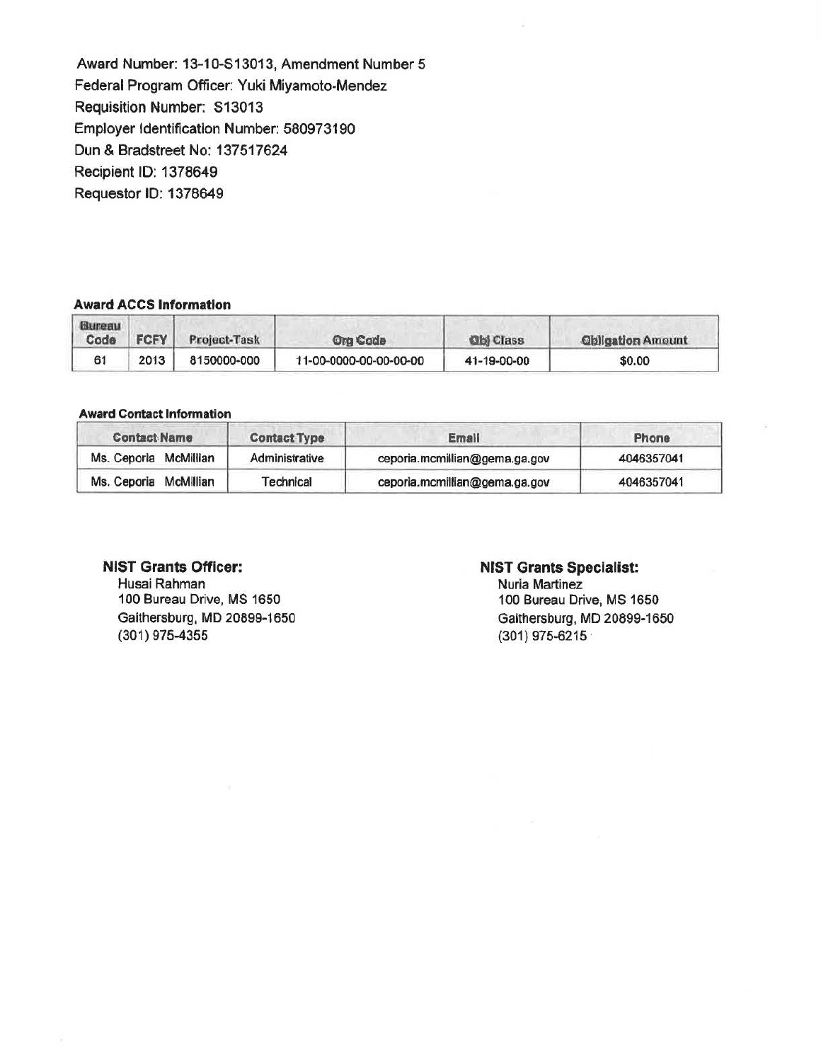Award Number: 13-10-S13013, Amendment Number 5
Federal Program Officer: Yuki Miyamoto-Mendez
Requisition Number: S13013
Employer Identification Number: 580973190
Dun & Bradstreet No: 137517624
Recipient ID: 1378649
Requestor ID: 1378649

**Award ACCS Information**

| Bureau Code | FCFY | Project-Task | Org Code | Obj Class | Obligation Amount |
|---|---|---|---|---|---|
| 61 | 2013 | 8150000-000 | 11-00-0000-00-00-00-00 | 41-19-00-00 | $0.00 |

**Award Contact Information**

| Contact Name | Contact Type | Email | Phone |
|---|---|---|---|
| Ms. Ceporia McMillian | Administrative | ceporia.mcmillian@gema.ga.gov | 4046357041 |
| Ms. Ceporia McMillian | Technical | ceporia.mcmillian@gema.ga.gov | 4046357041 |

**NIST Grants Officer:**
Husai Rahman
100 Bureau Drive, MS 1650
Gaithersburg, MD 20899-1650
(301) 975-4355

**NIST Grants Specialist:**
Nuria Martinez
100 Bureau Drive, MS 1650
Gaithersburg, MD 20899-1650
(301) 975-6215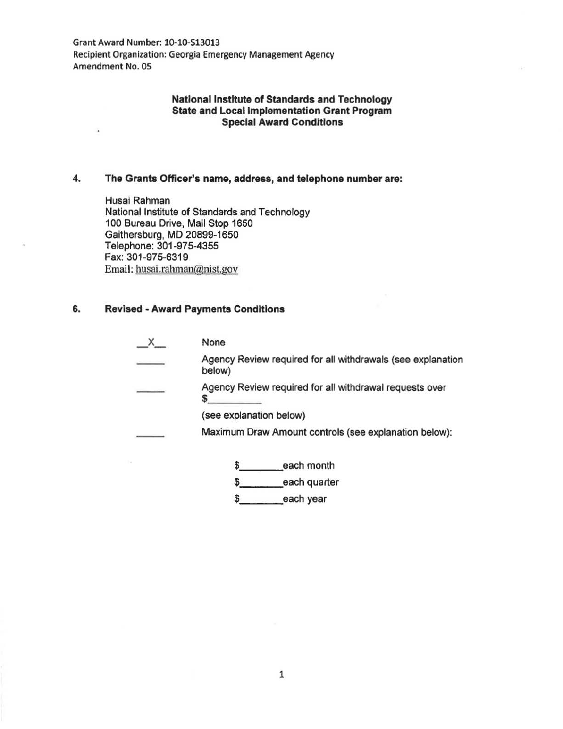Grant Award Number: 10-10-S13013
Recipient Organization: Georgia Emergency Management Agency
Amendment No. 05

**National Institute of Standards and Technology**
**State and Local Implementation Grant Program**
**Special Award Conditions**

**4. The Grants Officer's name, address, and telephone number are:**

Husai Rahman
National Institute of Standards and Technology
100 Bureau Drive, Mail Stop 1650
Gaithersburg, MD 20899-1650
Telephone: 301-975-4355
Fax: 301-975-6319
Email: husai.rahman@nist.gov

**6. Revised - Award Payments Conditions**

\_\_X\_\_ None

\_\_\_\_\_ Agency Review required for all withdrawals (see explanation below)

\_\_\_\_\_ Agency Review required for all withdrawal requests over $\_\_\_\_\_\_\_\_\_ (see explanation below)

\_\_\_\_\_ Maximum Draw Amount controls (see explanation below):

$\_\_\_\_\_\_\_ each month
$\_\_\_\_\_\_\_ each quarter
$\_\_\_\_\_\_\_ each year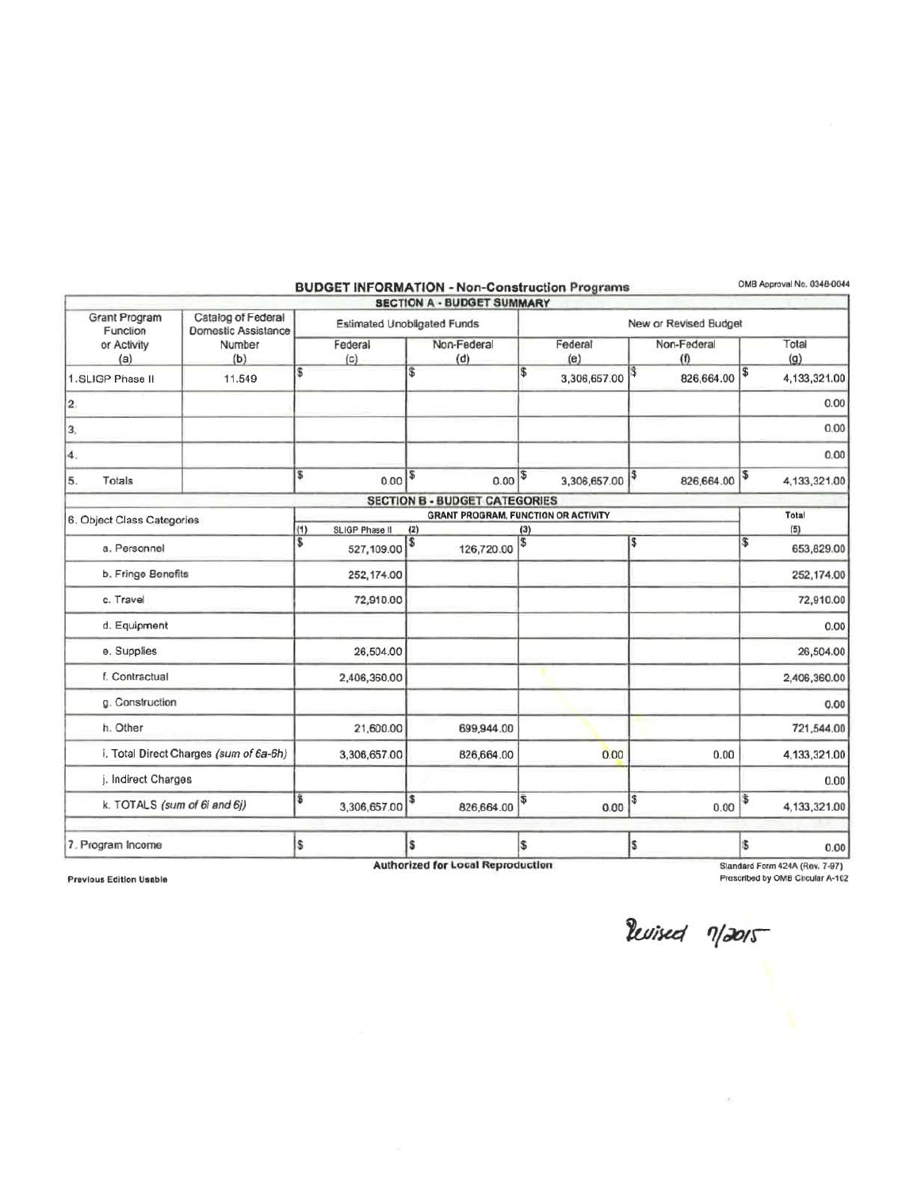## BUDGET INFORMATION - Non-Construction Programs

OMB Approval No. 0348-0044

### SECTION A - BUDGET SUMMARY

| Grant Program Function or Activity (a) | Catalog of Federal Domestic Assistance Number (b) | Estimated Unobligated Funds Federal (c) | Estimated Unobligated Funds Non-Federal (d) | New or Revised Budget Federal (e) | New or Revised Budget Non-Federal (f) | New or Revised Budget Total (g) |
|---|---|---|---|---|---|---|
| 1. SLIGP Phase II | 11.549 | $ | $ | $ 3,306,657.00 | $ 826,664.00 | $ 4,133,321.00 |
| 2. | | | | | | 0.00 |
| 3. | | | | | | 0.00 |
| 4. | | | | | | 0.00 |
| 5. Totals | | $ 0.00 | $ 0.00 | $ 3,306,657.00 | $ 826,664.00 | $ 4,133,321.00 |

### SECTION B - BUDGET CATEGORIES

| 6. Object Class Categories | GRANT PROGRAM, FUNCTION OR ACTIVITY (1) SLIGP Phase II | (2) | (3) | (4) | Total (5) |
|---|---|---|---|---|---|
| a. Personnel | $ 527,109.00 | $ 126,720.00 | $ | $ | $ 653,829.00 |
| b. Fringe Benefits | 252,174.00 | | | | 252,174.00 |
| c. Travel | 72,910.00 | | | | 72,910.00 |
| d. Equipment | | | | | 0.00 |
| e. Supplies | 26,504.00 | | | | 26,504.00 |
| f. Contractual | 2,406,360.00 | | | | 2,406,360.00 |
| g. Construction | | | | | 0.00 |
| h. Other | 21,600.00 | 699,944.00 | | | 721,544.00 |
| i. Total Direct Charges *(sum of 6a-6h)* | 3,306,657.00 | 826,664.00 | 0.00 | 0.00 | 4,133,321.00 |
| j. Indirect Charges | | | | | 0.00 |
| k. TOTALS *(sum of 6i and 6j)* | $ 3,306,657.00 | $ 826,664.00 | $ 0.00 | $ 0.00 | $ 4,133,321.00 |
| 7. Program Income | $ | $ | $ | $ | $ 0.00 |

Previous Edition Usable

**Authorized for Local Reproduction**

Standard Form 424A (Rev. 7-97)
Prescribed by OMB Circular A-102

Revised 7/2015